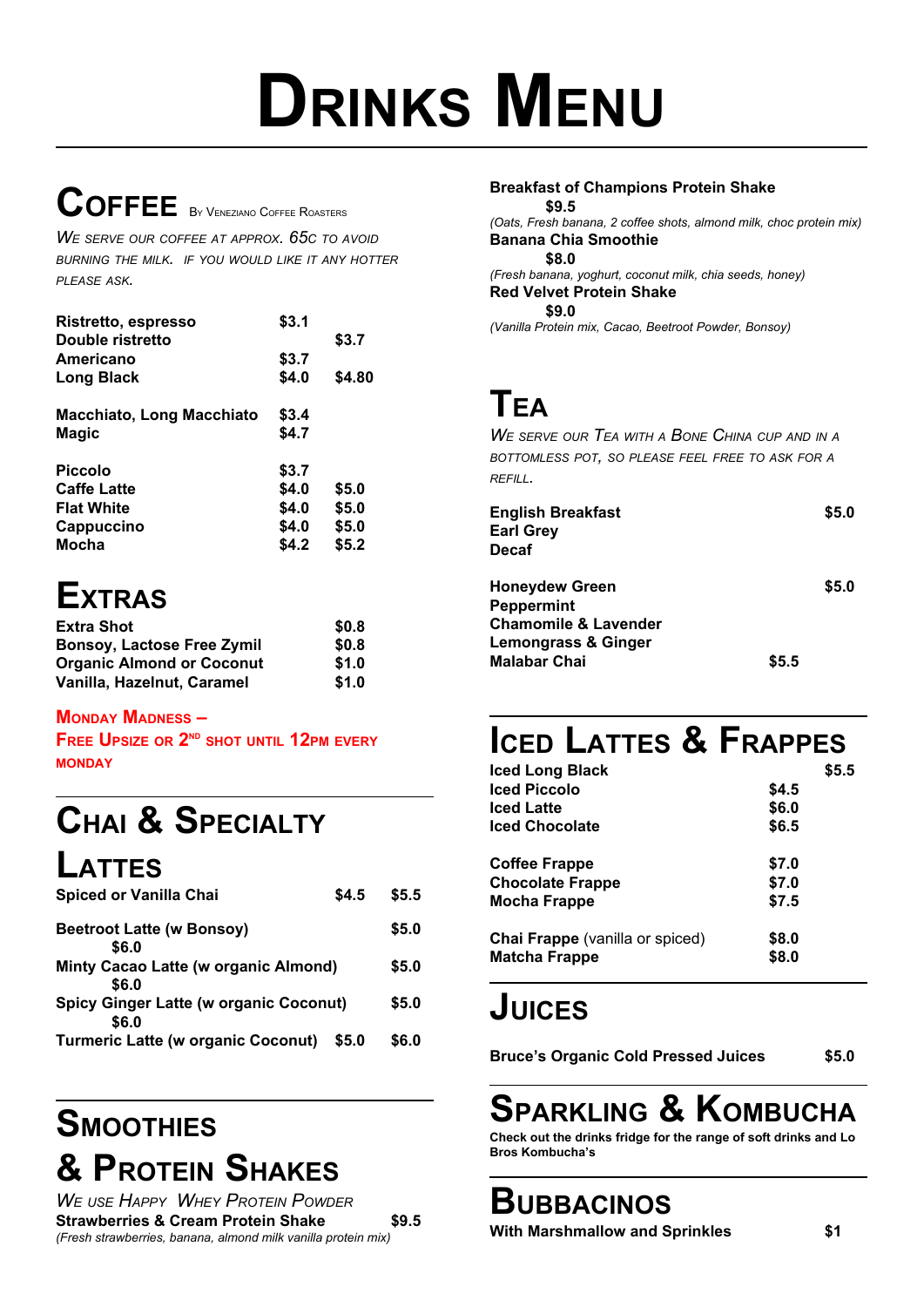# Drinks Menu

## Coffee By Veneziano Coffee Roasters

*We serve our coffee at approx. 65c to avoid burning the milk. If you would like it any hotter please ask.*

| | | |
|---|---|---|
| **Ristretto, espresso** | **$3.1** | |
| **Double ristretto** | | **$3.7** |
| **Americano** | **$3.7** | |
| **Long Black** | **$4.0** | **$4.80** |
| **Macchiato, Long Macchiato** | **$3.4** | |
| **Magic** | **$4.7** | |
| **Piccolo** | **$3.7** | |
| **Caffe Latte** | **$4.0** | **$5.0** |
| **Flat White** | **$4.0** | **$5.0** |
| **Cappuccino** | **$4.0** | **$5.0** |
| **Mocha** | **$4.2** | **$5.2** |

## Extras

| | |
|---|---|
| **Extra Shot** | **$0.8** |
| **Bonsoy, Lactose Free Zymil** | **$0.8** |
| **Organic Almond or Coconut** | **$1.0** |
| **Vanilla, Hazelnut, Caramel** | **$1.0** |

**Monday Madness –**
**Free Upsize or 2nd shot until 12pm every Monday**

## Chai & Specialty Lattes

| | | |
|---|---|---|
| **Spiced or Vanilla Chai** | **$4.5** | **$5.5** |
| **Beetroot Latte (w Bonsoy)** | **$5.0** | **$6.0** |
| **Minty Cacao Latte (w organic Almond)** | **$5.0** | **$6.0** |
| **Spicy Ginger Latte (w organic Coconut)** | **$5.0** | **$6.0** |
| **Turmeric Latte (w organic Coconut)** | **$5.0** | **$6.0** |

## Smoothies & Protein Shakes

*We use Happy Whey Protein Powder*

**Strawberries & Cream Protein Shake** **$9.5**
*(Fresh strawberries, banana, almond milk vanilla protein mix)*

**Breakfast of Champions Protein Shake** **$9.5**
*(Oats, Fresh banana, 2 coffee shots, almond milk, choc protein mix)*

**Banana Chia Smoothie** **$8.0**
*(Fresh banana, yoghurt, coconut milk, chia seeds, honey)*

**Red Velvet Protein Shake** **$9.0**
*(Vanilla Protein mix, Cacao, Beetroot Powder, Bonsoy)*

## Tea

*We serve our Tea with a Bone China cup and in a bottomless pot, so please feel free to ask for a refill.*

| | | |
|---|---|---|
| **English Breakfast** | | **$5.0** |
| **Earl Grey** | | |
| **Decaf** | | |
| **Honeydew Green** | | **$5.0** |
| **Peppermint** | | |
| **Chamomile & Lavender** | | |
| **Lemongrass & Ginger** | | |
| **Malabar Chai** | **$5.5** | |

## Iced Lattes & Frappes

| | | |
|---|---|---|
| **Iced Long Black** | | **$5.5** |
| **Iced Piccolo** | **$4.5** | |
| **Iced Latte** | **$6.0** | |
| **Iced Chocolate** | **$6.5** | |
| **Coffee Frappe** | **$7.0** | |
| **Chocolate Frappe** | **$7.0** | |
| **Mocha Frappe** | **$7.5** | |
| **Chai Frappe** (vanilla or spiced) | **$8.0** | |
| **Matcha Frappe** | **$8.0** | |

## Juices

**Bruce's Organic Cold Pressed Juices** **$5.0**

## Sparkling & Kombucha

**Check out the drinks fridge for the range of soft drinks and Lo Bros Kombucha's**

## Bubbacinos

**With Marshmallow and Sprinkles** **$1**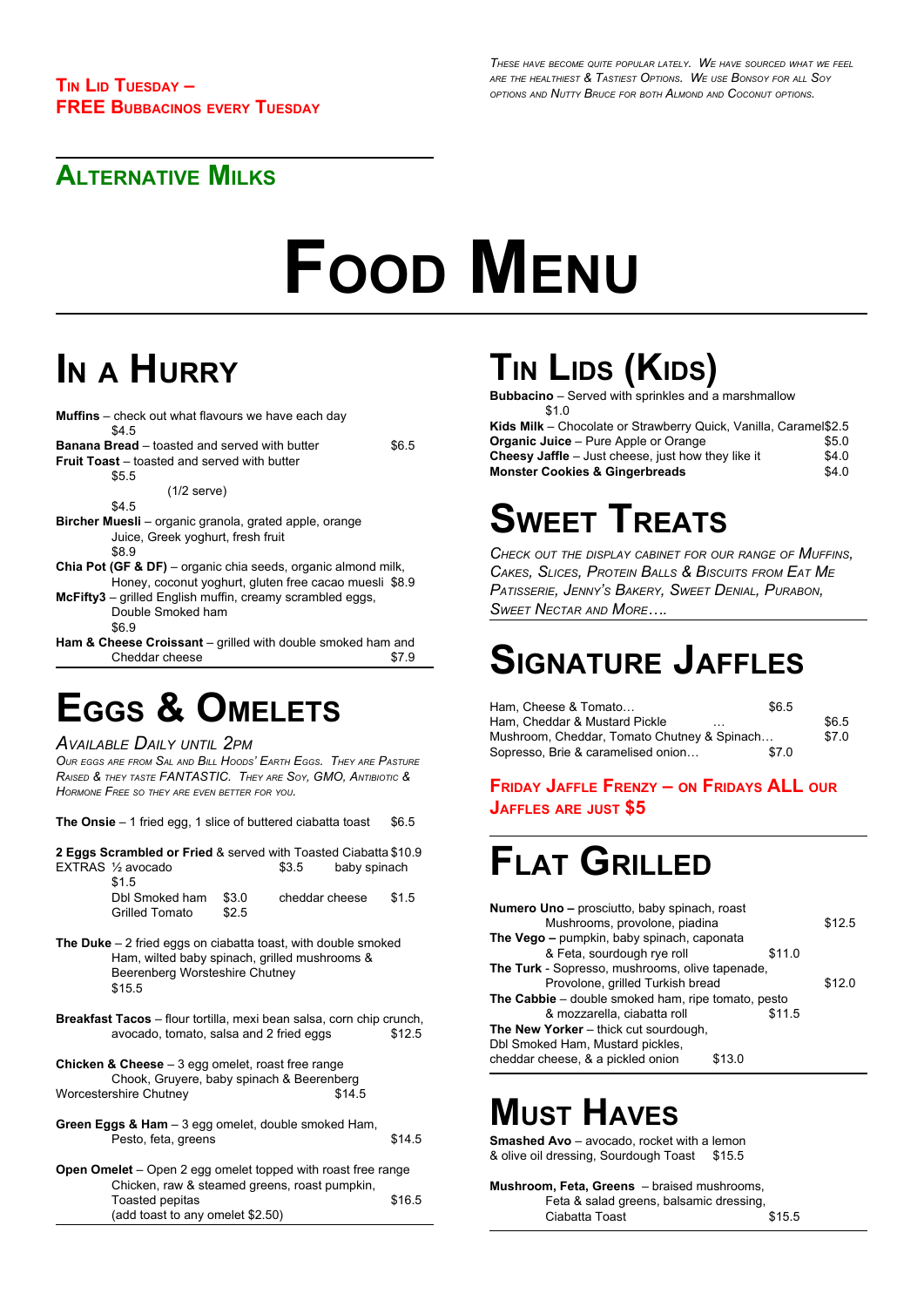**TIN LID TUESDAY – FREE BUBBACINOS EVERY TUESDAY**

*THESE HAVE BECOME QUITE POPULAR LATELY. WE HAVE SOURCED WHAT WE FEEL ARE THE HEALTHIEST & TASTIEST OPTIONS. WE USE BONSOY FOR ALL SOY OPTIONS AND NUTTY BRUCE FOR BOTH ALMOND AND COCONUT OPTIONS.*

## ALTERNATIVE MILKS

# FOOD MENU

## IN A HURRY

**Muffins** – check out what flavours we have each day $4.5

**Banana Bread** – toasted and served with butter $6.5

**Fruit Toast** – toasted and served with butter $5.5
(1/2 serve) $4.5

**Bircher Muesli** – organic granola, grated apple, orange Juice, Greek yoghurt, fresh fruit $8.9

**Chia Pot (GF & DF)** – organic chia seeds, organic almond milk, Honey, coconut yoghurt, gluten free cacao muesli $8.9

**McFifty3** – grilled English muffin, creamy scrambled eggs, Double Smoked ham $6.9

**Ham & Cheese Croissant** – grilled with double smoked ham and Cheddar cheese $7.9

## EGGS & OMELETS

*AVAILABLE DAILY UNTIL 2PM*

*OUR EGGS ARE FROM SAL AND BILL HOODS' EARTH EGGS. THEY ARE PASTURE RAISED & THEY TASTE FANTASTIC. THEY ARE SOY, GMO, ANTIBIOTIC & HORMONE FREE SO THEY ARE EVEN BETTER FOR YOU.*

**The Onsie** – 1 fried egg, 1 slice of buttered ciabatta toast $6.5

**2 Eggs Scrambled or Fried** & served with Toasted Ciabatta $10.9
EXTRAS ½ avocado $3.5 baby spinach $1.5
Dbl Smoked ham $3.0 cheddar cheese $1.5
Grilled Tomato $2.5

**The Duke** – 2 fried eggs on ciabatta toast, with double smoked Ham, wilted baby spinach, grilled mushrooms & Beerenberg Worsteshire Chutney $15.5

**Breakfast Tacos** – flour tortilla, mexi bean salsa, corn chip crunch, avocado, tomato, salsa and 2 fried eggs $12.5

**Chicken & Cheese** – 3 egg omelet, roast free range Chook, Gruyere, baby spinach & Beerenberg Worcestershire Chutney $14.5

**Green Eggs & Ham** – 3 egg omelet, double smoked Ham, Pesto, feta, greens $14.5

**Open Omelet** – Open 2 egg omelet topped with roast free range Chicken, raw & steamed greens, roast pumpkin, Toasted pepitas $16.5
(add toast to any omelet $2.50)

## TIN LIDS (KIDS)

**Bubbacino** – Served with sprinkles and a marshmallow $1.0

**Kids Milk** – Chocolate or Strawberry Quick, Vanilla, Caramel $2.5

**Organic Juice** – Pure Apple or Orange $5.0

**Cheesy Jaffle** – Just cheese, just how they like it $4.0

**Monster Cookies & Gingerbreads** $4.0

## SWEET TREATS

*CHECK OUT THE DISPLAY CABINET FOR OUR RANGE OF MUFFINS, CAKES, SLICES, PROTEIN BALLS & BISCUITS FROM EAT ME PATISSERIE, JENNY'S BAKERY, SWEET DENIAL, PURABON, SWEET NECTAR AND MORE….*

## SIGNATURE JAFFLES

Ham, Cheese & Tomato… $6.5

Ham, Cheddar & Mustard Pickle … $6.5

Mushroom, Cheddar, Tomato Chutney & Spinach… $7.0

Sopresso, Brie & caramelised onion… $7.0

**FRIDAY JAFFLE FRENZY – ON FRIDAYS ALL OUR JAFFLES ARE JUST $5**

## FLAT GRILLED

**Numero Uno –** prosciutto, baby spinach, roast Mushrooms, provolone, piadina $12.5

**The Vego –** pumpkin, baby spinach, caponata & Feta, sourdough rye roll $11.0

**The Turk** - Sopresso, mushrooms, olive tapenade, Provolone, grilled Turkish bread $12.0

**The Cabbie** – double smoked ham, ripe tomato, pesto & mozzarella, ciabatta roll $11.5

**The New Yorker** – thick cut sourdough, Dbl Smoked Ham, Mustard pickles, cheddar cheese, & a pickled onion $13.0

## MUST HAVES

**Smashed Avo** – avocado, rocket with a lemon & olive oil dressing, Sourdough Toast $15.5

**Mushroom, Feta, Greens** – braised mushrooms, Feta & salad greens, balsamic dressing, Ciabatta Toast $15.5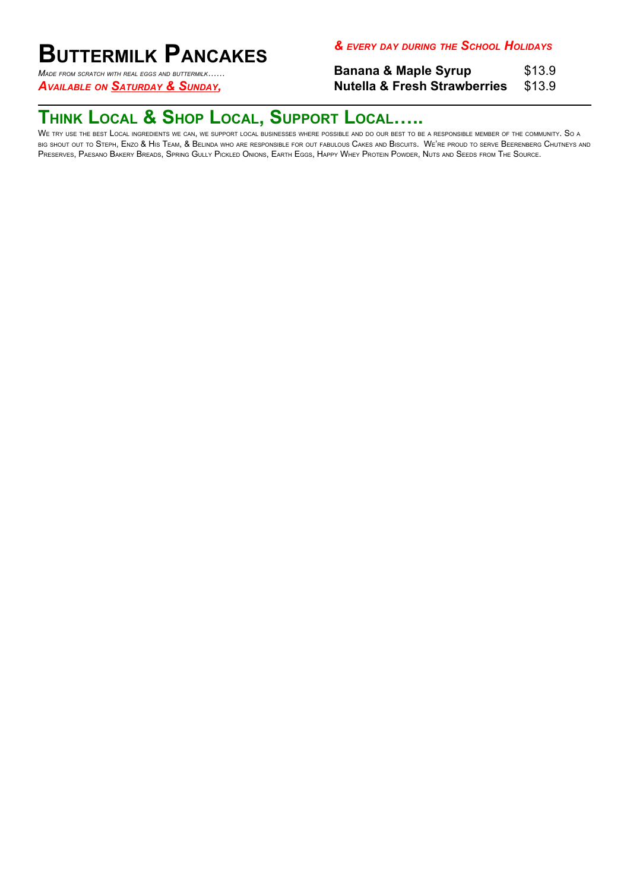# Buttermilk Pancakes

*Made from scratch with real eggs and buttermilk……*

***Available on Saturday & Sunday,***

***& every day during the School Holidays***

| | |
|---|---|
| **Banana & Maple Syrup** | $13.9 |
| **Nutella & Fresh Strawberries** | $13.9 |

## Think Local & Shop Local, Support Local…..

We try use the best Local ingredients we can, we support local businesses where possible and do our best to be a responsible member of the community. So a big shout out to Steph, Enzo & His Team, & Belinda who are responsible for out fabulous Cakes and Biscuits. We're proud to serve Beerenberg Chutneys and Preserves, Paesano Bakery Breads, Spring Gully Pickled Onions, Earth Eggs, Happy Whey Protein Powder, Nuts and Seeds from The Source.